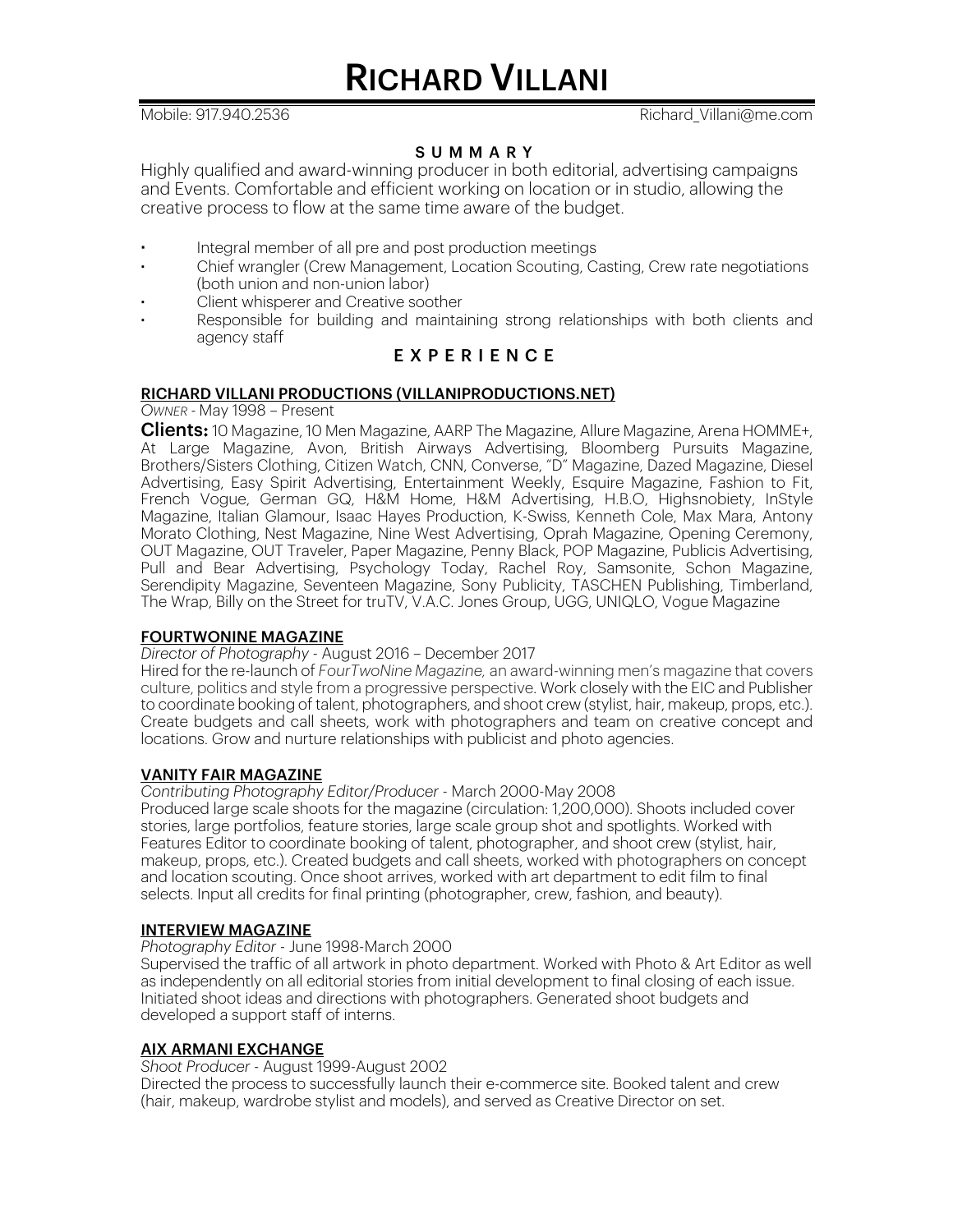# RICHARD VILLANI

Mobile: 917.940.2536 Richard_Villani@me.com

## SUMMARY

Highly qualified and award-winning producer in both editorial, advertising campaigns and Events. Comfortable and efficient working on location or in studio, allowing the creative process to flow at the same time aware of the budget.

- Integral member of all pre and post production meetings
- Chief wrangler (Crew Management, Location Scouting, Casting, Crew rate negotiations (both union and non-union labor)
- Client whisperer and Creative soother
- Responsible for building and maintaining strong relationships with both clients and agency staff

## EXPERIENCE

### RICHARD VILLANI PRODUCTIONS (VILLANIPRODUCTIONS.NET)

*OWNER* - May 1998 – Present

**Clients:** 10 Magazine, 10 Men Magazine, AARP The Magazine, Allure Magazine, Arena HOMME+, At Large Magazine, Avon, British Airways Advertising, Bloomberg Pursuits Magazine, Brothers/Sisters Clothing, Citizen Watch, CNN, Converse, "D" Magazine, Dazed Magazine, Diesel Advertising, Easy Spirit Advertising, Entertainment Weekly, Esquire Magazine, Fashion to Fit, French Vogue, German GQ, H&M Home, H&M Advertising, H.B.O, Highsnobiety, InStyle Magazine, Italian Glamour, Isaac Hayes Production, K-Swiss, Kenneth Cole, Max Mara, Antony Morato Clothing, Nest Magazine, Nine West Advertising, Oprah Magazine, Opening Ceremony, OUT Magazine, OUT Traveler, Paper Magazine, Penny Black, POP Magazine, Publicis Advertising, Pull and Bear Advertising, Psychology Today, Rachel Roy, Samsonite, Schon Magazine, Serendipity Magazine, Seventeen Magazine, Sony Publicity, TASCHEN Publishing, Timberland, The Wrap, Billy on the Street for truTV, V.A.C. Jones Group, UGG, UNIQLO, Vogue Magazine

### FOURTWONINE MAGAZINE

*Director of Photography* - August 2016 – December 2017

Hired for the re-launch of *FourTwoNine Magazine,* an award-winning men's magazine that covers culture, politics and style from a progressive perspective. Work closely with the EIC and Publisher to coordinate booking of talent, photographers, and shoot crew (stylist, hair, makeup, props, etc.). Create budgets and call sheets, work with photographers and team on creative concept and locations. Grow and nurture relationships with publicist and photo agencies.

### VANITY FAIR MAGAZINE

*Contributing Photography Editor/Producer* - March 2000-May 2008

Produced large scale shoots for the magazine (circulation: 1,200,000). Shoots included cover stories, large portfolios, feature stories, large scale group shot and spotlights. Worked with Features Editor to coordinate booking of talent, photographer, and shoot crew (stylist, hair, makeup, props, etc.). Created budgets and call sheets, worked with photographers on concept and location scouting. Once shoot arrives, worked with art department to edit film to final selects. Input all credits for final printing (photographer, crew, fashion, and beauty).

### INTERVIEW MAGAZINE

*Photography Editor* - June 1998-March 2000

Supervised the traffic of all artwork in photo department. Worked with Photo & Art Editor as well as independently on all editorial stories from initial development to final closing of each issue. Initiated shoot ideas and directions with photographers. Generated shoot budgets and developed a support staff of interns.

### AIX ARMANI EXCHANGE

*Shoot Producer* - August 1999-August 2002

Directed the process to successfully launch their e-commerce site. Booked talent and crew (hair, makeup, wardrobe stylist and models), and served as Creative Director on set.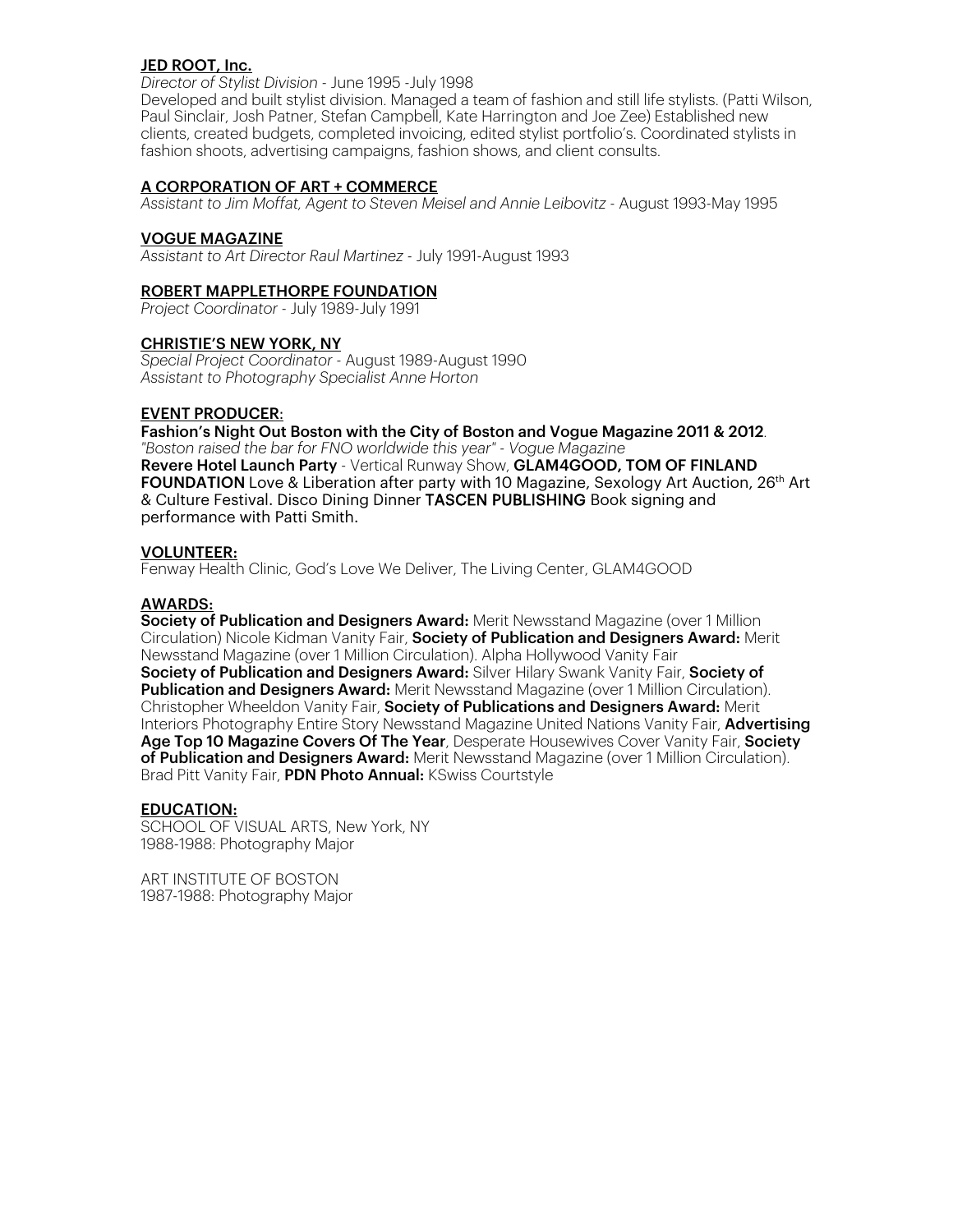**JED ROOT, Inc.**

*Director of Stylist Division* - June 1995 -July 1998

Developed and built stylist division. Managed a team of fashion and still life stylists. (Patti Wilson, Paul Sinclair, Josh Patner, Stefan Campbell, Kate Harrington and Joe Zee) Established new clients, created budgets, completed invoicing, edited stylist portfolio's. Coordinated stylists in fashion shoots, advertising campaigns, fashion shows, and client consults.

**A CORPORATION OF ART + COMMERCE**

*Assistant to Jim Moffat, Agent to Steven Meisel and Annie Leibovitz* - August 1993-May 1995

**VOGUE MAGAZINE**

*Assistant to Art Director Raul Martinez* - July 1991-August 1993

**ROBERT MAPPLETHORPE FOUNDATION**

*Project Coordinator* - July 1989-July 1991

**CHRISTIE'S NEW YORK, NY**

*Special Project Coordinator* - August 1989-August 1990
*Assistant to Photography Specialist Anne Horton*

**EVENT PRODUCER:**

**Fashion's Night Out Boston with the City of Boston and Vogue Magazine 2011 & 2012**.
*"Boston raised the bar for FNO worldwide this year" - Vogue Magazine*
**Revere Hotel Launch Party** - Vertical Runway Show, **GLAM4GOOD, TOM OF FINLAND FOUNDATION** Love & Liberation after party with 10 Magazine, Sexology Art Auction, 26th Art & Culture Festival. Disco Dining Dinner **TASCEN PUBLISHING** Book signing and performance with Patti Smith.

**VOLUNTEER:**

Fenway Health Clinic, God's Love We Deliver, The Living Center, GLAM4GOOD

**AWARDS:**

**Society of Publication and Designers Award:** Merit Newsstand Magazine (over 1 Million Circulation) Nicole Kidman Vanity Fair, **Society of Publication and Designers Award:** Merit Newsstand Magazine (over 1 Million Circulation). Alpha Hollywood Vanity Fair
**Society of Publication and Designers Award:** Silver Hilary Swank Vanity Fair, **Society of Publication and Designers Award:** Merit Newsstand Magazine (over 1 Million Circulation). Christopher Wheeldon Vanity Fair, **Society of Publications and Designers Award:** Merit Interiors Photography Entire Story Newsstand Magazine United Nations Vanity Fair, **Advertising Age Top 10 Magazine Covers Of The Year**, Desperate Housewives Cover Vanity Fair, **Society of Publication and Designers Award:** Merit Newsstand Magazine (over 1 Million Circulation). Brad Pitt Vanity Fair, **PDN Photo Annual:** KSwiss Courtstyle

**EDUCATION:**

SCHOOL OF VISUAL ARTS, New York, NY
1988-1988: Photography Major

ART INSTITUTE OF BOSTON
1987-1988: Photography Major